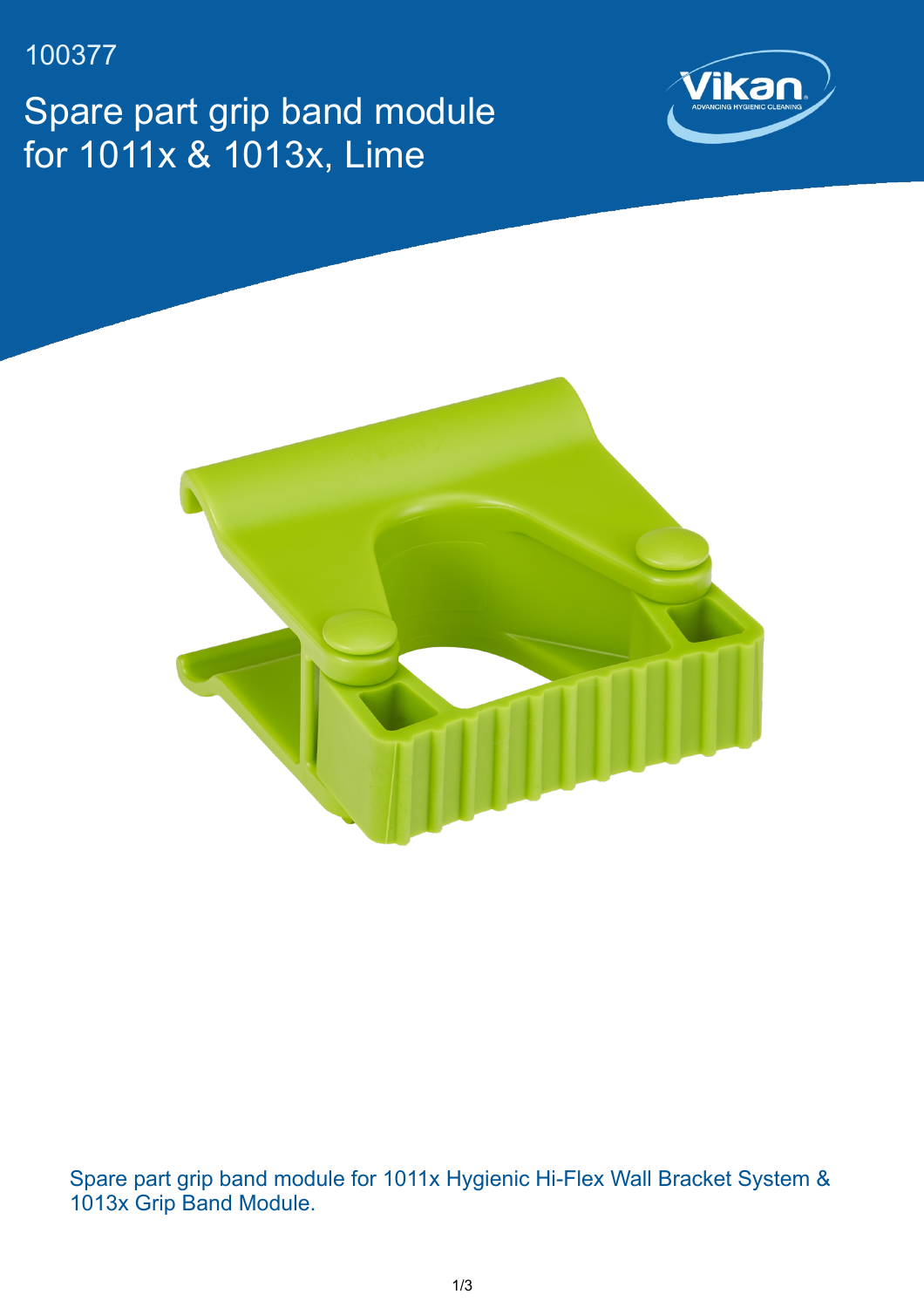100377

# Spare part grip band module for 1011x & 1013x, Lime

Spare part grip band module for 1011x Hygienic Hi-Flex Wall Bracket System & 1013x Grip Band Module.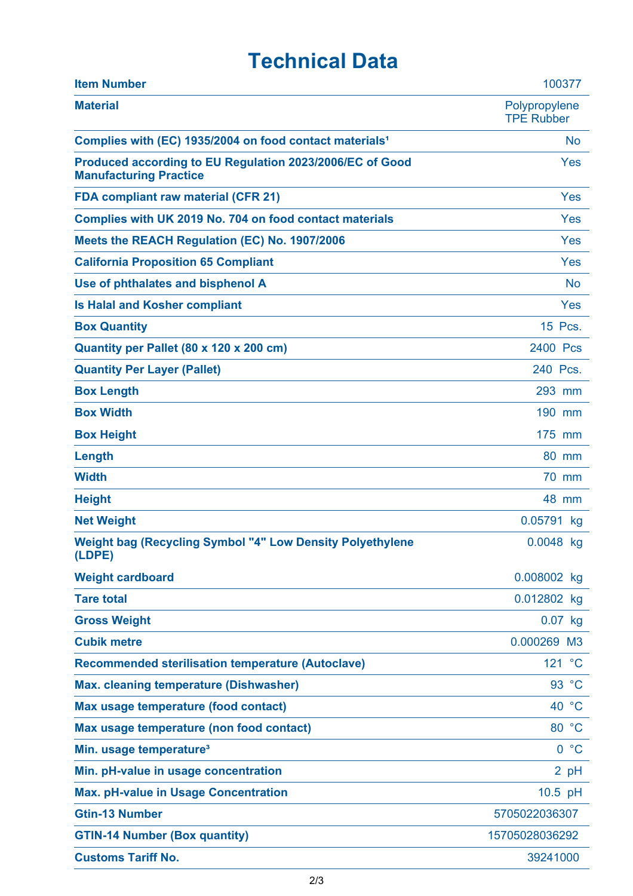# Technical Data

| | |
|---|---|
| **Item Number** | 100377 |
| **Material** | Polypropylene TPE Rubber |
| **Complies with (EC) 1935/2004 on food contact materials[1]** | No |
| **Produced according to EU Regulation 2023/2006/EC of Good Manufacturing Practice** | Yes |
| **FDA compliant raw material (CFR 21)** | Yes |
| **Complies with UK 2019 No. 704 on food contact materials** | Yes |
| **Meets the REACH Regulation (EC) No. 1907/2006** | Yes |
| **California Proposition 65 Compliant** | Yes |
| **Use of phthalates and bisphenol A** | No |
| **Is Halal and Kosher compliant** | Yes |
| **Box Quantity** | 15 Pcs. |
| **Quantity per Pallet (80 x 120 x 200 cm)** | 2400 Pcs |
| **Quantity Per Layer (Pallet)** | 240 Pcs. |
| **Box Length** | 293 mm |
| **Box Width** | 190 mm |
| **Box Height** | 175 mm |
| **Length** | 80 mm |
| **Width** | 70 mm |
| **Height** | 48 mm |
| **Net Weight** | 0.05791 kg |
| **Weight bag (Recycling Symbol "4" Low Density Polyethylene (LDPE)** | 0.0048 kg |
| **Weight cardboard** | 0.008002 kg |
| **Tare total** | 0.012802 kg |
| **Gross Weight** | 0.07 kg |
| **Cubik metre** | 0.000269 M3 |
| **Recommended sterilisation temperature (Autoclave)** | 121 °C |
| **Max. cleaning temperature (Dishwasher)** | 93 °C |
| **Max usage temperature (food contact)** | 40 °C |
| **Max usage temperature (non food contact)** | 80 °C |
| **Min. usage temperature[3]** | 0 °C |
| **Min. pH-value in usage concentration** | 2 pH |
| **Max. pH-value in Usage Concentration** | 10.5 pH |
| **Gtin-13 Number** | 5705022036307 |
| **GTIN-14 Number (Box quantity)** | 15705028036292 |
| **Customs Tariff No.** | 39241000 |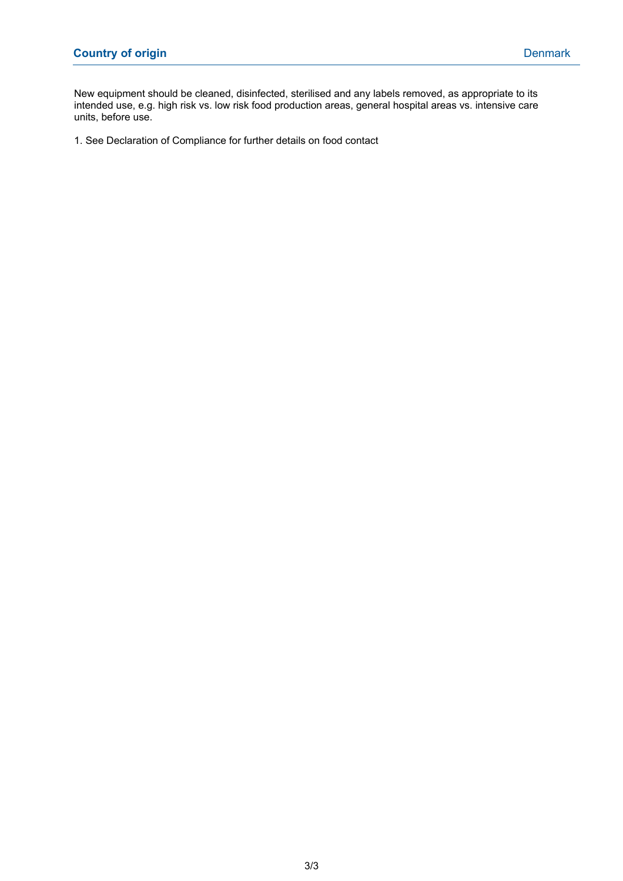| Country of origin | Denmark |
| --- | --- |

New equipment should be cleaned, disinfected, sterilised and any labels removed, as appropriate to its intended use, e.g. high risk vs. low risk food production areas, general hospital areas vs. intensive care units, before use.

1. See Declaration of Compliance for further details on food contact